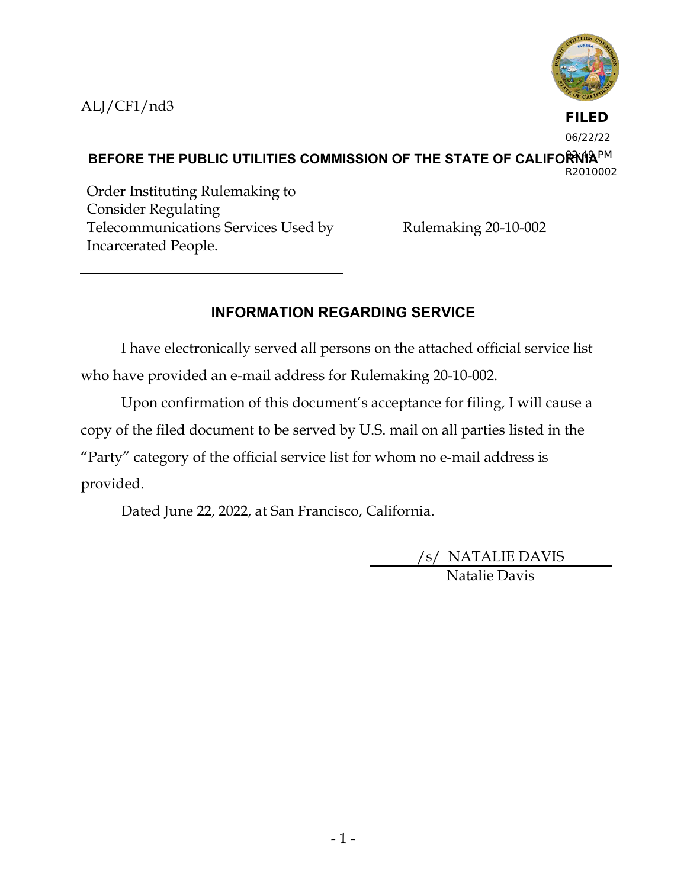ALJ/CF1/nd3

**FILED**
06/22/22
03:49 PM
R2010002

**BEFORE THE PUBLIC UTILITIES COMMISSION OF THE STATE OF CALIFORNIA**

| Order Instituting Rulemaking to Consider Regulating Telecommunications Services Used by Incarcerated People. | Rulemaking 20-10-002 |
| --- | --- |

## INFORMATION REGARDING SERVICE

I have electronically served all persons on the attached official service list who have provided an e-mail address for Rulemaking 20-10-002.

Upon confirmation of this document's acceptance for filing, I will cause a copy of the filed document to be served by U.S. mail on all parties listed in the "Party" category of the official service list for whom no e-mail address is provided.

Dated June 22, 2022, at San Francisco, California.

/s/ NATALIE DAVIS
Natalie Davis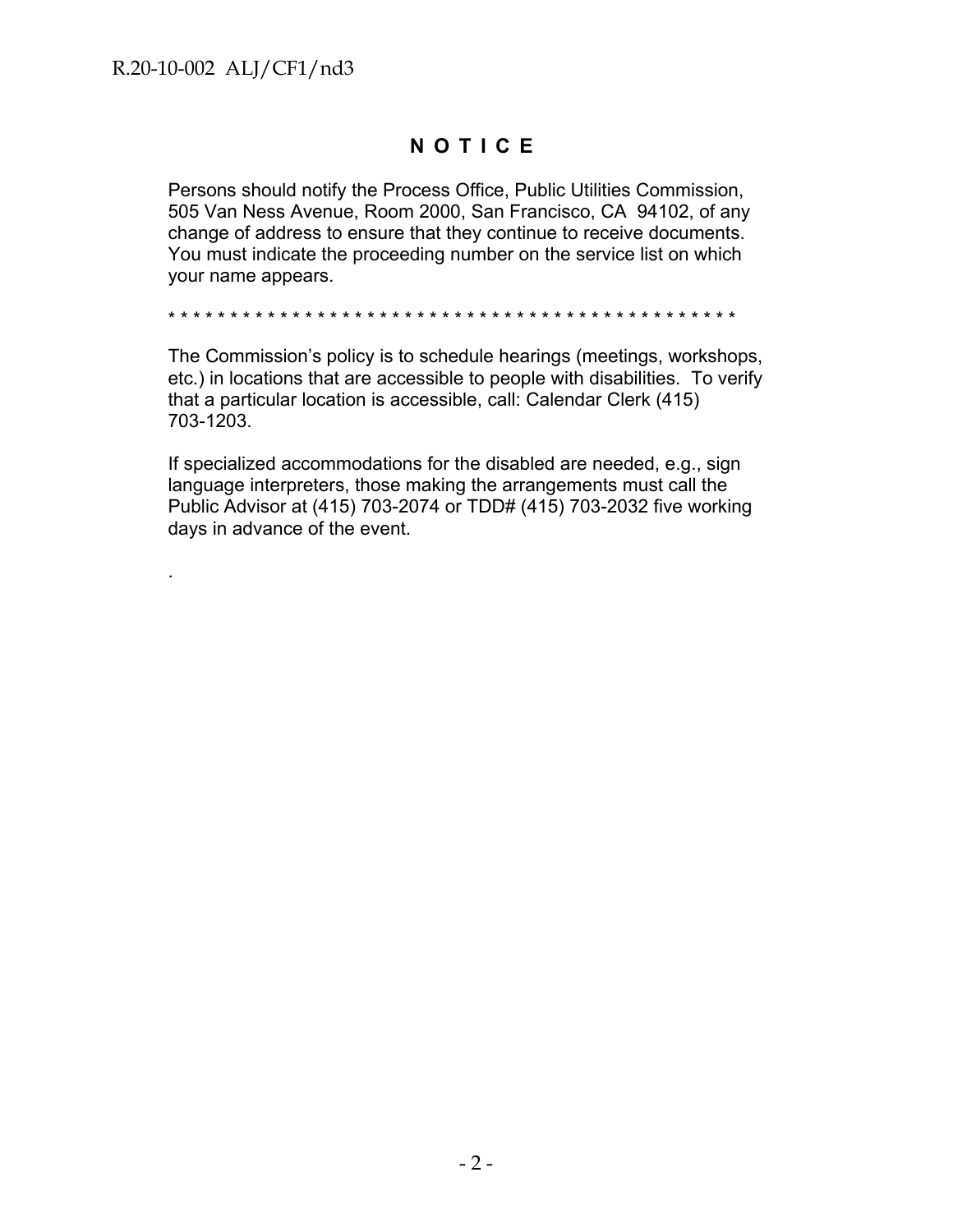# N O T I C E

Persons should notify the Process Office, Public Utilities Commission, 505 Van Ness Avenue, Room 2000, San Francisco, CA 94102, of any change of address to ensure that they continue to receive documents. You must indicate the proceeding number on the service list on which your name appears.

\* \* \* \* \* \* \* \* \* \* \* \* \* \* \* \* \* \* \* \* \* \* \* \* \* \* \* \* \* \* \* \* \* \* \* \* \* \* \* \* \* \* \* \* \* \* \* \* \*

The Commission's policy is to schedule hearings (meetings, workshops, etc.) in locations that are accessible to people with disabilities. To verify that a particular location is accessible, call: Calendar Clerk (415) 703-1203.

If specialized accommodations for the disabled are needed, e.g., sign language interpreters, those making the arrangements must call the Public Advisor at (415) 703-2074 or TDD# (415) 703-2032 five working days in advance of the event.

.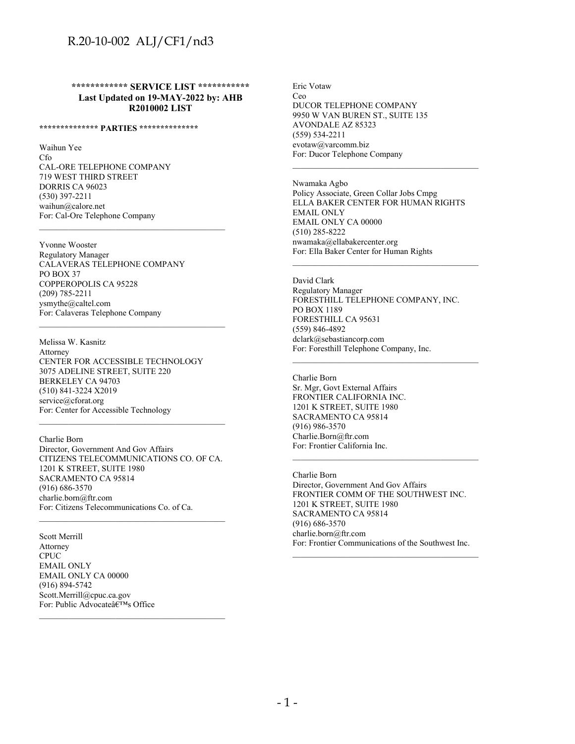**\*\*\*\*\*\*\*\*\*\*\*\* SERVICE LIST \*\*\*\*\*\*\*\*\*\*\*\***
**Last Updated on 19-MAY-2022 by: AHB**
**R2010002 LIST**

**\*\*\*\*\*\*\*\*\*\*\*\*\*\* PARTIES \*\*\*\*\*\*\*\*\*\*\*\*\*\***

Waihun Yee
Cfo
CAL-ORE TELEPHONE COMPANY
719 WEST THIRD STREET
DORRIS CA 96023
(530) 397-2211
waihun@calore.net
For: Cal-Ore Telephone Company

---

Yvonne Wooster
Regulatory Manager
CALAVERAS TELEPHONE COMPANY
PO BOX 37
COPPEROPOLIS CA 95228
(209) 785-2211
ysmythe@caltel.com
For: Calaveras Telephone Company

---

Melissa W. Kasnitz
Attorney
CENTER FOR ACCESSIBLE TECHNOLOGY
3075 ADELINE STREET, SUITE 220
BERKELEY CA 94703
(510) 841-3224 X2019
service@cforat.org
For: Center for Accessible Technology

---

Charlie Born
Director, Government And Gov Affairs
CITIZENS TELECOMMUNICATIONS CO. OF CA.
1201 K STREET, SUITE 1980
SACRAMENTO CA 95814
(916) 686-3570
charlie.born@ftr.com
For: Citizens Telecommunications Co. of Ca.

---

Scott Merrill
Attorney
CPUC
EMAIL ONLY
EMAIL ONLY CA 00000
(916) 894-5742
Scott.Merrill@cpuc.ca.gov
For: Public Advocateâ€™s Office

---

Eric Votaw
Ceo
DUCOR TELEPHONE COMPANY
9950 W VAN BUREN ST., SUITE 135
AVONDALE AZ 85323
(559) 534-2211
evotaw@varcomm.biz
For: Ducor Telephone Company

---

Nwamaka Agbo
Policy Associate, Green Collar Jobs Cmpg
ELLA BAKER CENTER FOR HUMAN RIGHTS
EMAIL ONLY
EMAIL ONLY CA 00000
(510) 285-8222
nwamaka@ellabakercenter.org
For: Ella Baker Center for Human Rights

---

David Clark
Regulatory Manager
FORESTHILL TELEPHONE COMPANY, INC.
PO BOX 1189
FORESTHILL CA 95631
(559) 846-4892
dclark@sebastiancorp.com
For: Foresthill Telephone Company, Inc.

---

Charlie Born
Sr. Mgr, Govt External Affairs
FRONTIER CALIFORNIA INC.
1201 K STREET, SUITE 1980
SACRAMENTO CA 95814
(916) 986-3570
Charlie.Born@ftr.com
For: Frontier California Inc.

---

Charlie Born
Director, Government And Gov Affairs
FRONTIER COMM OF THE SOUTHWEST INC.
1201 K STREET, SUITE 1980
SACRAMENTO CA 95814
(916) 686-3570
charlie.born@ftr.com
For: Frontier Communications of the Southwest Inc.

---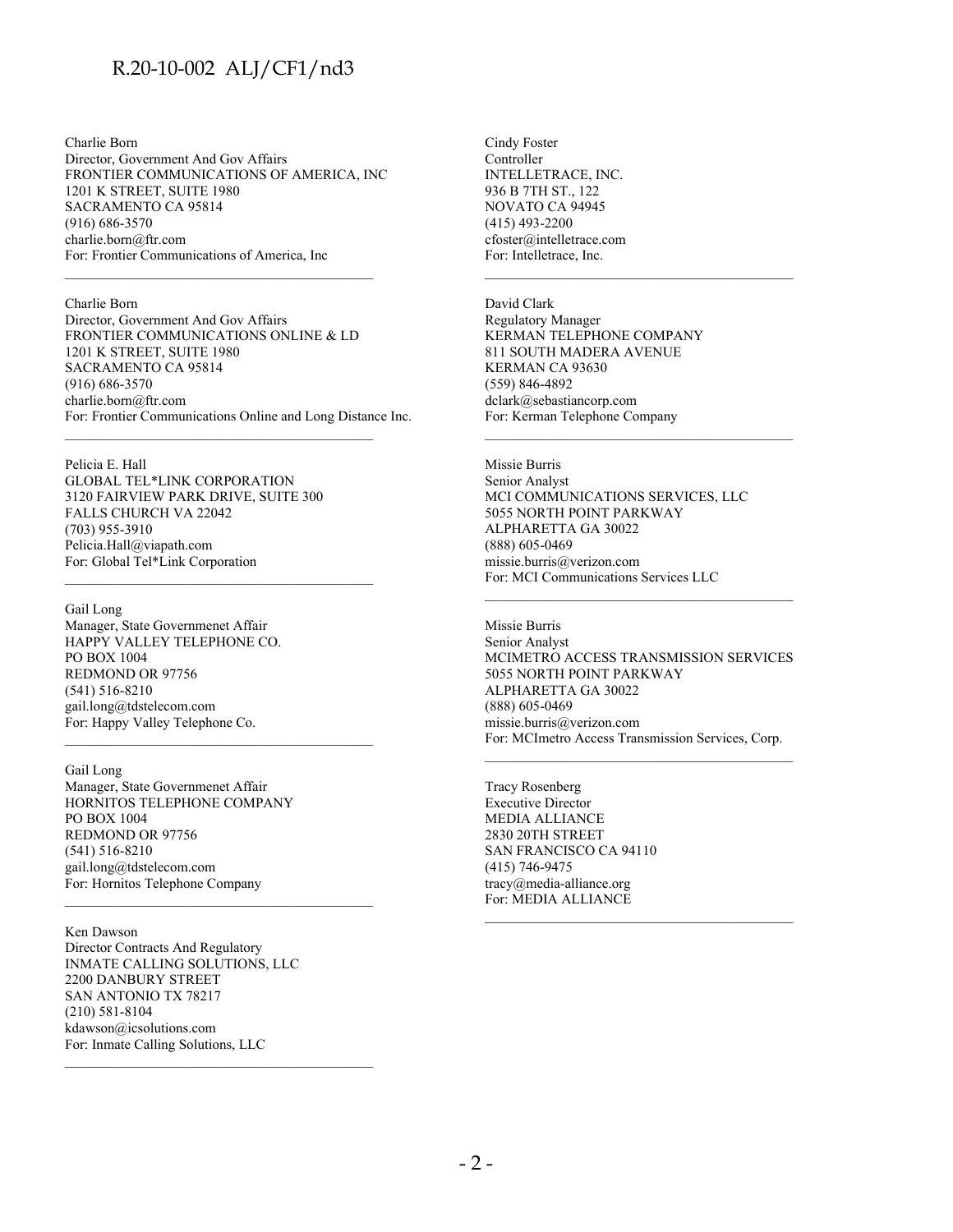Charlie Born
Director, Government And Gov Affairs
FRONTIER COMMUNICATIONS OF AMERICA, INC
1201 K STREET, SUITE 1980
SACRAMENTO CA 95814
(916) 686-3570
charlie.born@ftr.com
For: Frontier Communications of America, Inc

---

Charlie Born
Director, Government And Gov Affairs
FRONTIER COMMUNICATIONS ONLINE & LD
1201 K STREET, SUITE 1980
SACRAMENTO CA 95814
(916) 686-3570
charlie.born@ftr.com
For: Frontier Communications Online and Long Distance Inc.

---

Pelicia E. Hall
GLOBAL TEL*LINK CORPORATION
3120 FAIRVIEW PARK DRIVE, SUITE 300
FALLS CHURCH VA 22042
(703) 955-3910
Pelicia.Hall@viapath.com
For: Global Tel*Link Corporation

---

Gail Long
Manager, State Governmenet Affair
HAPPY VALLEY TELEPHONE CO.
PO BOX 1004
REDMOND OR 97756
(541) 516-8210
gail.long@tdstelecom.com
For: Happy Valley Telephone Co.

---

Gail Long
Manager, State Governmenet Affair
HORNITOS TELEPHONE COMPANY
PO BOX 1004
REDMOND OR 97756
(541) 516-8210
gail.long@tdstelecom.com
For: Hornitos Telephone Company

---

Ken Dawson
Director Contracts And Regulatory
INMATE CALLING SOLUTIONS, LLC
2200 DANBURY STREET
SAN ANTONIO TX 78217
(210) 581-8104
kdawson@icsolutions.com
For: Inmate Calling Solutions, LLC

---

Cindy Foster
Controller
INTELLETRACE, INC.
936 B 7TH ST., 122
NOVATO CA 94945
(415) 493-2200
cfoster@intelletrace.com
For: Intelletrace, Inc.

---

David Clark
Regulatory Manager
KERMAN TELEPHONE COMPANY
811 SOUTH MADERA AVENUE
KERMAN CA 93630
(559) 846-4892
dclark@sebastiancorp.com
For: Kerman Telephone Company

---

Missie Burris
Senior Analyst
MCI COMMUNICATIONS SERVICES, LLC
5055 NORTH POINT PARKWAY
ALPHARETTA GA 30022
(888) 605-0469
missie.burris@verizon.com
For: MCI Communications Services LLC

---

Missie Burris
Senior Analyst
MCIMETRO ACCESS TRANSMISSION SERVICES
5055 NORTH POINT PARKWAY
ALPHARETTA GA 30022
(888) 605-0469
missie.burris@verizon.com
For: MCImetro Access Transmission Services, Corp.

---

Tracy Rosenberg
Executive Director
MEDIA ALLIANCE
2830 20TH STREET
SAN FRANCISCO CA 94110
(415) 746-9475
tracy@media-alliance.org
For: MEDIA ALLIANCE

---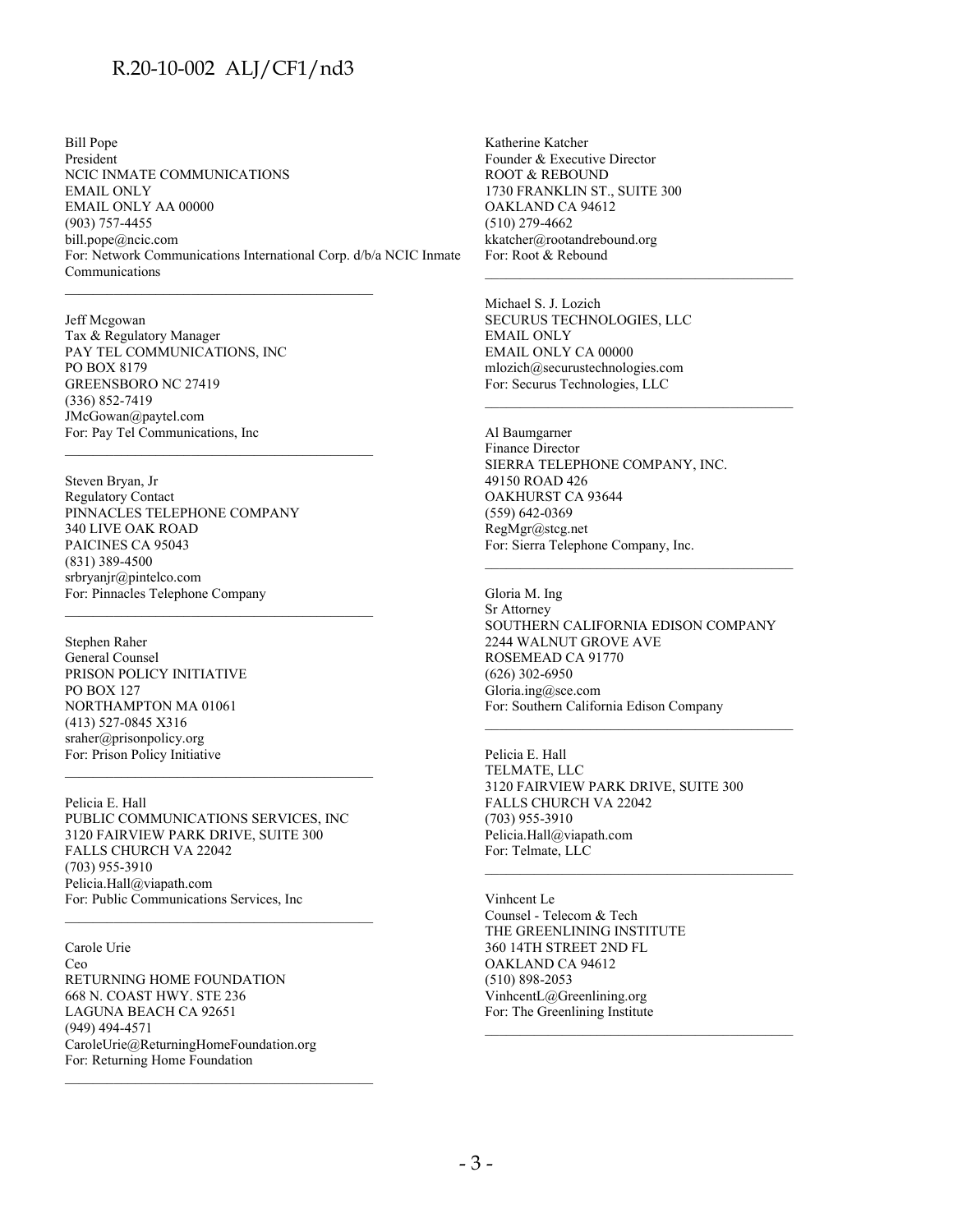Bill Pope
President
NCIC INMATE COMMUNICATIONS
EMAIL ONLY
EMAIL ONLY AA 00000
(903) 757-4455
bill.pope@ncic.com
For: Network Communications International Corp. d/b/a NCIC Inmate Communications

---

Jeff Mcgowan
Tax & Regulatory Manager
PAY TEL COMMUNICATIONS, INC
PO BOX 8179
GREENSBORO NC 27419
(336) 852-7419
JMcGowan@paytel.com
For: Pay Tel Communications, Inc

---

Steven Bryan, Jr
Regulatory Contact
PINNACLES TELEPHONE COMPANY
340 LIVE OAK ROAD
PAICINES CA 95043
(831) 389-4500
srbryanjr@pintelco.com
For: Pinnacles Telephone Company

---

Stephen Raher
General Counsel
PRISON POLICY INITIATIVE
PO BOX 127
NORTHAMPTON MA 01061
(413) 527-0845 X316
sraher@prisonpolicy.org
For: Prison Policy Initiative

---

Pelicia E. Hall
PUBLIC COMMUNICATIONS SERVICES, INC
3120 FAIRVIEW PARK DRIVE, SUITE 300
FALLS CHURCH VA 22042
(703) 955-3910
Pelicia.Hall@viapath.com
For: Public Communications Services, Inc

---

Carole Urie
Ceo
RETURNING HOME FOUNDATION
668 N. COAST HWY. STE 236
LAGUNA BEACH CA 92651
(949) 494-4571
CaroleUrie@ReturningHomeFoundation.org
For: Returning Home Foundation

---

Katherine Katcher
Founder & Executive Director
ROOT & REBOUND
1730 FRANKLIN ST., SUITE 300
OAKLAND CA 94612
(510) 279-4662
kkatcher@rootandrebound.org
For: Root & Rebound

---

Michael S. J. Lozich
SECURUS TECHNOLOGIES, LLC
EMAIL ONLY
EMAIL ONLY CA 00000
mlozich@securustechnologies.com
For: Securus Technologies, LLC

---

Al Baumgarner
Finance Director
SIERRA TELEPHONE COMPANY, INC.
49150 ROAD 426
OAKHURST CA 93644
(559) 642-0369
RegMgr@stcg.net
For: Sierra Telephone Company, Inc.

---

Gloria M. Ing
Sr Attorney
SOUTHERN CALIFORNIA EDISON COMPANY
2244 WALNUT GROVE AVE
ROSEMEAD CA 91770
(626) 302-6950
Gloria.ing@sce.com
For: Southern California Edison Company

---

Pelicia E. Hall
TELMATE, LLC
3120 FAIRVIEW PARK DRIVE, SUITE 300
FALLS CHURCH VA 22042
(703) 955-3910
Pelicia.Hall@viapath.com
For: Telmate, LLC

---

Vinhcent Le
Counsel - Telecom & Tech
THE GREENLINING INSTITUTE
360 14TH STREET 2ND FL
OAKLAND CA 94612
(510) 898-2053
VinhcentL@Greenlining.org
For: The Greenlining Institute

---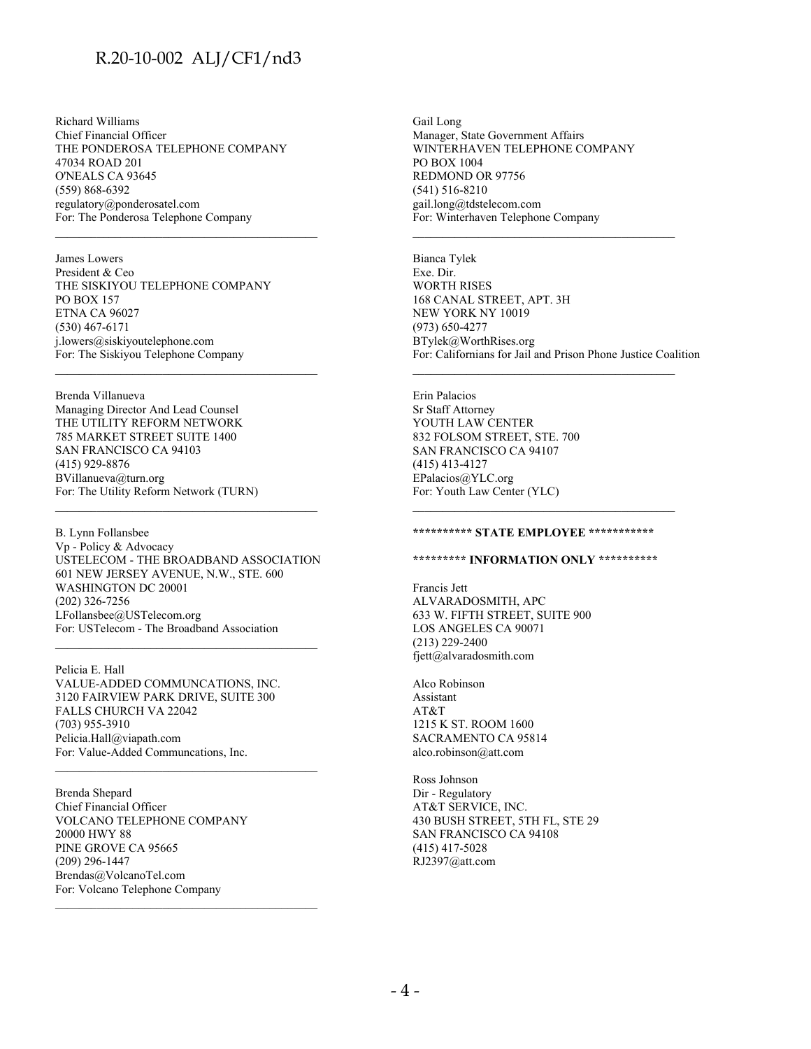Richard Williams
Chief Financial Officer
THE PONDEROSA TELEPHONE COMPANY
47034 ROAD 201
O'NEALS CA 93645
(559) 868-6392
regulatory@ponderosatel.com
For: The Ponderosa Telephone Company

---

James Lowers
President & Ceo
THE SISKIYOU TELEPHONE COMPANY
PO BOX 157
ETNA CA 96027
(530) 467-6171
j.lowers@siskiyoutelephone.com
For: The Siskiyou Telephone Company

---

Brenda Villanueva
Managing Director And Lead Counsel
THE UTILITY REFORM NETWORK
785 MARKET STREET SUITE 1400
SAN FRANCISCO CA 94103
(415) 929-8876
BVillanueva@turn.org
For: The Utility Reform Network (TURN)

---

B. Lynn Follansbee
Vp - Policy & Advocacy
USTELECOM - THE BROADBAND ASSOCIATION
601 NEW JERSEY AVENUE, N.W., STE. 600
WASHINGTON DC 20001
(202) 326-7256
LFollansbee@USTelecom.org
For: USTelecom - The Broadband Association

---

Pelicia E. Hall
VALUE-ADDED COMMUNCATIONS, INC.
3120 FAIRVIEW PARK DRIVE, SUITE 300
FALLS CHURCH VA 22042
(703) 955-3910
Pelicia.Hall@viapath.com
For: Value-Added Communcations, Inc.

---

Brenda Shepard
Chief Financial Officer
VOLCANO TELEPHONE COMPANY
20000 HWY 88
PINE GROVE CA 95665
(209) 296-1447
Brendas@VolcanoTel.com
For: Volcano Telephone Company

---

Gail Long
Manager, State Government Affairs
WINTERHAVEN TELEPHONE COMPANY
PO BOX 1004
REDMOND OR 97756
(541) 516-8210
gail.long@tdstelecom.com
For: Winterhaven Telephone Company

---

Bianca Tylek
Exe. Dir.
WORTH RISES
168 CANAL STREET, APT. 3H
NEW YORK NY 10019
(973) 650-4277
BTylek@WorthRises.org
For: Californians for Jail and Prison Phone Justice Coalition

---

Erin Palacios
Sr Staff Attorney
YOUTH LAW CENTER
832 FOLSOM STREET, STE. 700
SAN FRANCISCO CA 94107
(415) 413-4127
EPalacios@YLC.org
For: Youth Law Center (YLC)

---

********** **STATE EMPLOYEE** ***********

********* **INFORMATION ONLY** **********

Francis Jett
ALVARADOSMITH, APC
633 W. FIFTH STREET, SUITE 900
LOS ANGELES CA 90071
(213) 229-2400
fjett@alvaradosmith.com

Alco Robinson
Assistant
AT&T
1215 K ST. ROOM 1600
SACRAMENTO CA 95814
alco.robinson@att.com

Ross Johnson
Dir - Regulatory
AT&T SERVICE, INC.
430 BUSH STREET, 5TH FL, STE 29
SAN FRANCISCO CA 94108
(415) 417-5028
RJ2397@att.com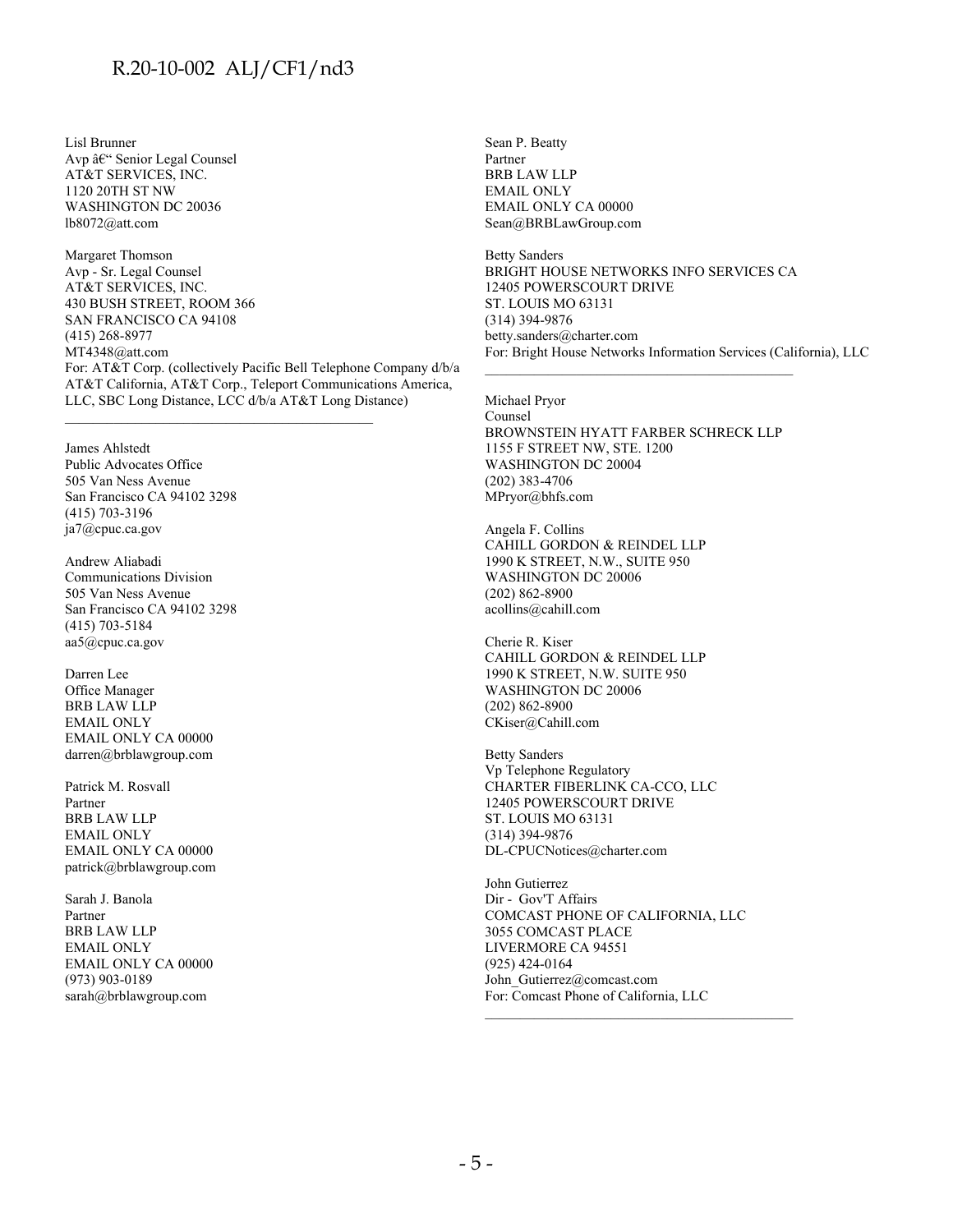Lisl Brunner
Avp â€“ Senior Legal Counsel
AT&T SERVICES, INC.
1120 20TH ST NW
WASHINGTON DC 20036
lb8072@att.com

Margaret Thomson
Avp - Sr. Legal Counsel
AT&T SERVICES, INC.
430 BUSH STREET, ROOM 366
SAN FRANCISCO CA 94108
(415) 268-8977
MT4348@att.com
For: AT&T Corp. (collectively Pacific Bell Telephone Company d/b/a AT&T California, AT&T Corp., Teleport Communications America, LLC, SBC Long Distance, LCC d/b/a AT&T Long Distance)

---

James Ahlstedt
Public Advocates Office
505 Van Ness Avenue
San Francisco CA 94102 3298
(415) 703-3196
ja7@cpuc.ca.gov

Andrew Aliabadi
Communications Division
505 Van Ness Avenue
San Francisco CA 94102 3298
(415) 703-5184
aa5@cpuc.ca.gov

Darren Lee
Office Manager
BRB LAW LLP
EMAIL ONLY
EMAIL ONLY CA 00000
darren@brblawgroup.com

Patrick M. Rosvall
Partner
BRB LAW LLP
EMAIL ONLY
EMAIL ONLY CA 00000
patrick@brblawgroup.com

Sarah J. Banola
Partner
BRB LAW LLP
EMAIL ONLY
EMAIL ONLY CA 00000
(973) 903-0189
sarah@brblawgroup.com

Sean P. Beatty
Partner
BRB LAW LLP
EMAIL ONLY
EMAIL ONLY CA 00000
Sean@BRBLawGroup.com

Betty Sanders
BRIGHT HOUSE NETWORKS INFO SERVICES CA
12405 POWERSCOURT DRIVE
ST. LOUIS MO 63131
(314) 394-9876
betty.sanders@charter.com
For: Bright House Networks Information Services (California), LLC

---

Michael Pryor
Counsel
BROWNSTEIN HYATT FARBER SCHRECK LLP
1155 F STREET NW, STE. 1200
WASHINGTON DC 20004
(202) 383-4706
MPryor@bhfs.com

Angela F. Collins
CAHILL GORDON & REINDEL LLP
1990 K STREET, N.W., SUITE 950
WASHINGTON DC 20006
(202) 862-8900
acollins@cahill.com

Cherie R. Kiser
CAHILL GORDON & REINDEL LLP
1990 K STREET, N.W. SUITE 950
WASHINGTON DC 20006
(202) 862-8900
CKiser@Cahill.com

Betty Sanders
Vp Telephone Regulatory
CHARTER FIBERLINK CA-CCO, LLC
12405 POWERSCOURT DRIVE
ST. LOUIS MO 63131
(314) 394-9876
DL-CPUCNotices@charter.com

John Gutierrez
Dir - Gov'T Affairs
COMCAST PHONE OF CALIFORNIA, LLC
3055 COMCAST PLACE
LIVERMORE CA 94551
(925) 424-0164
John_Gutierrez@comcast.com
For: Comcast Phone of California, LLC

---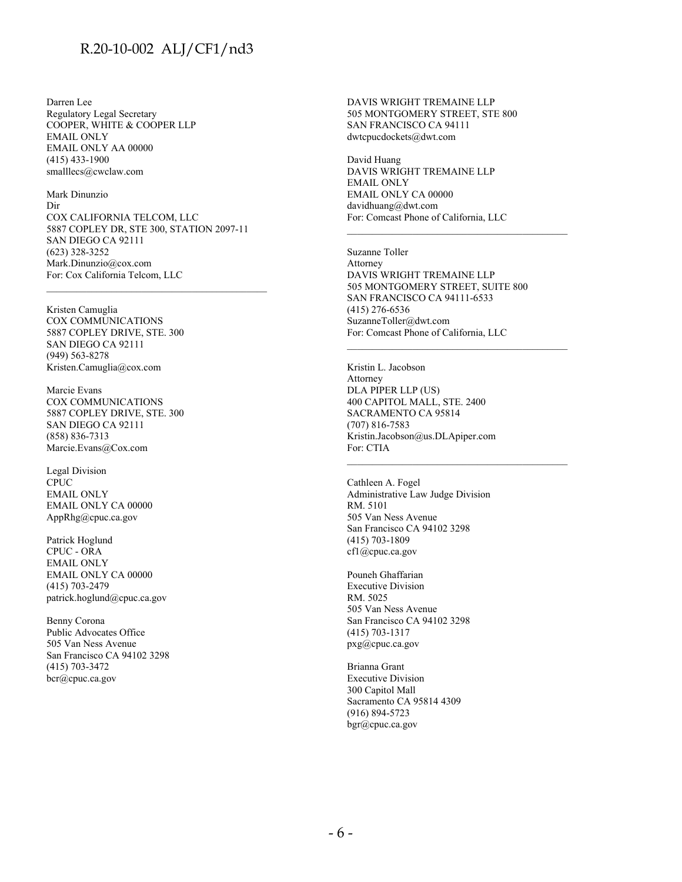Darren Lee
Regulatory Legal Secretary
COOPER, WHITE & COOPER LLP
EMAIL ONLY
EMAIL ONLY AA 00000
(415) 433-1900
smalllecs@cwclaw.com

Mark Dinunzio
Dir
COX CALIFORNIA TELCOM, LLC
5887 COPLEY DR, STE 300, STATION 2097-11
SAN DIEGO CA 92111
(623) 328-3252
Mark.Dinunzio@cox.com
For: Cox California Telcom, LLC

---

Kristen Camuglia
COX COMMUNICATIONS
5887 COPLEY DRIVE, STE. 300
SAN DIEGO CA 92111
(949) 563-8278
Kristen.Camuglia@cox.com

Marcie Evans
COX COMMUNICATIONS
5887 COPLEY DRIVE, STE. 300
SAN DIEGO CA 92111
(858) 836-7313
Marcie.Evans@Cox.com

Legal Division
CPUC
EMAIL ONLY
EMAIL ONLY CA 00000
AppRhg@cpuc.ca.gov

Patrick Hoglund
CPUC - ORA
EMAIL ONLY
EMAIL ONLY CA 00000
(415) 703-2479
patrick.hoglund@cpuc.ca.gov

Benny Corona
Public Advocates Office
505 Van Ness Avenue
San Francisco CA 94102 3298
(415) 703-3472
bcr@cpuc.ca.gov

DAVIS WRIGHT TREMAINE LLP
505 MONTGOMERY STREET, STE 800
SAN FRANCISCO CA 94111
dwtcpucdockets@dwt.com

David Huang
DAVIS WRIGHT TREMAINE LLP
EMAIL ONLY
EMAIL ONLY CA 00000
davidhuang@dwt.com
For: Comcast Phone of California, LLC

---

Suzanne Toller
Attorney
DAVIS WRIGHT TREMAINE LLP
505 MONTGOMERY STREET, SUITE 800
SAN FRANCISCO CA 94111-6533
(415) 276-6536
SuzanneToller@dwt.com
For: Comcast Phone of California, LLC

---

Kristin L. Jacobson
Attorney
DLA PIPER LLP (US)
400 CAPITOL MALL, STE. 2400
SACRAMENTO CA 95814
(707) 816-7583
Kristin.Jacobson@us.DLApiper.com
For: CTIA

---

Cathleen A. Fogel
Administrative Law Judge Division
RM. 5101
505 Van Ness Avenue
San Francisco CA 94102 3298
(415) 703-1809
cf1@cpuc.ca.gov

Pouneh Ghaffarian
Executive Division
RM. 5025
505 Van Ness Avenue
San Francisco CA 94102 3298
(415) 703-1317
pxg@cpuc.ca.gov

Brianna Grant
Executive Division
300 Capitol Mall
Sacramento CA 95814 4309
(916) 894-5723
bgr@cpuc.ca.gov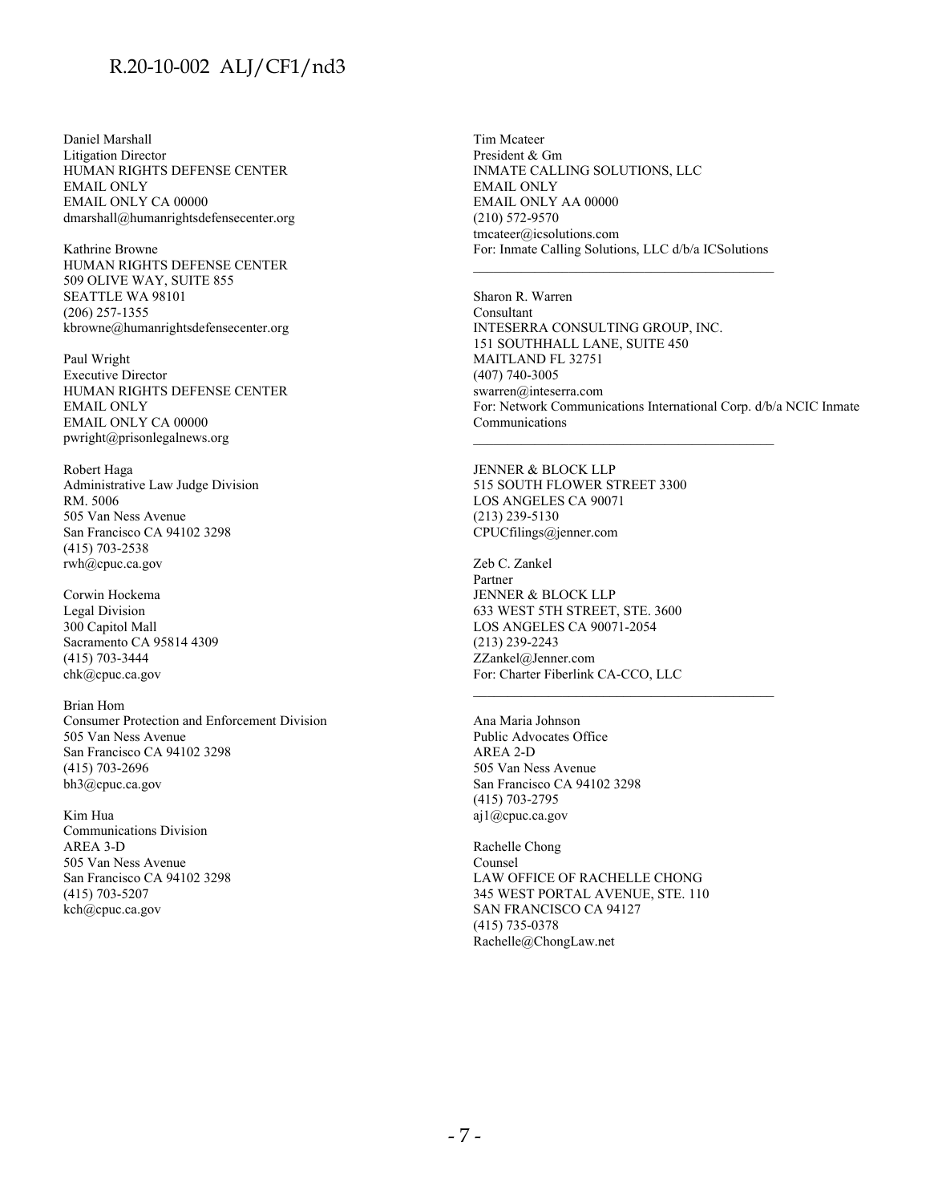Daniel Marshall
Litigation Director
HUMAN RIGHTS DEFENSE CENTER
EMAIL ONLY
EMAIL ONLY CA 00000
dmarshall@humanrightsdefensecenter.org

Kathrine Browne
HUMAN RIGHTS DEFENSE CENTER
509 OLIVE WAY, SUITE 855
SEATTLE WA 98101
(206) 257-1355
kbrowne@humanrightsdefensecenter.org

Paul Wright
Executive Director
HUMAN RIGHTS DEFENSE CENTER
EMAIL ONLY
EMAIL ONLY CA 00000
pwright@prisonlegalnews.org

Robert Haga
Administrative Law Judge Division
RM. 5006
505 Van Ness Avenue
San Francisco CA 94102 3298
(415) 703-2538
rwh@cpuc.ca.gov

Corwin Hockema
Legal Division
300 Capitol Mall
Sacramento CA 95814 4309
(415) 703-3444
chk@cpuc.ca.gov

Brian Hom
Consumer Protection and Enforcement Division
505 Van Ness Avenue
San Francisco CA 94102 3298
(415) 703-2696
bh3@cpuc.ca.gov

Kim Hua
Communications Division
AREA 3-D
505 Van Ness Avenue
San Francisco CA 94102 3298
(415) 703-5207
kch@cpuc.ca.gov

Tim Mcateer
President & Gm
INMATE CALLING SOLUTIONS, LLC
EMAIL ONLY
EMAIL ONLY AA 00000
(210) 572-9570
tmcateer@icsolutions.com
For: Inmate Calling Solutions, LLC d/b/a ICSolutions

---

Sharon R. Warren
Consultant
INTESERRA CONSULTING GROUP, INC.
151 SOUTHHALL LANE, SUITE 450
MAITLAND FL 32751
(407) 740-3005
swarren@inteserra.com
For: Network Communications International Corp. d/b/a NCIC Inmate Communications

---

JENNER & BLOCK LLP
515 SOUTH FLOWER STREET 3300
LOS ANGELES CA 90071
(213) 239-5130
CPUCfilings@jenner.com

Zeb C. Zankel
Partner
JENNER & BLOCK LLP
633 WEST 5TH STREET, STE. 3600
LOS ANGELES CA 90071-2054
(213) 239-2243
ZZankel@Jenner.com
For: Charter Fiberlink CA-CCO, LLC

---

Ana Maria Johnson
Public Advocates Office
AREA 2-D
505 Van Ness Avenue
San Francisco CA 94102 3298
(415) 703-2795
aj1@cpuc.ca.gov

Rachelle Chong
Counsel
LAW OFFICE OF RACHELLE CHONG
345 WEST PORTAL AVENUE, STE. 110
SAN FRANCISCO CA 94127
(415) 735-0378
Rachelle@ChongLaw.net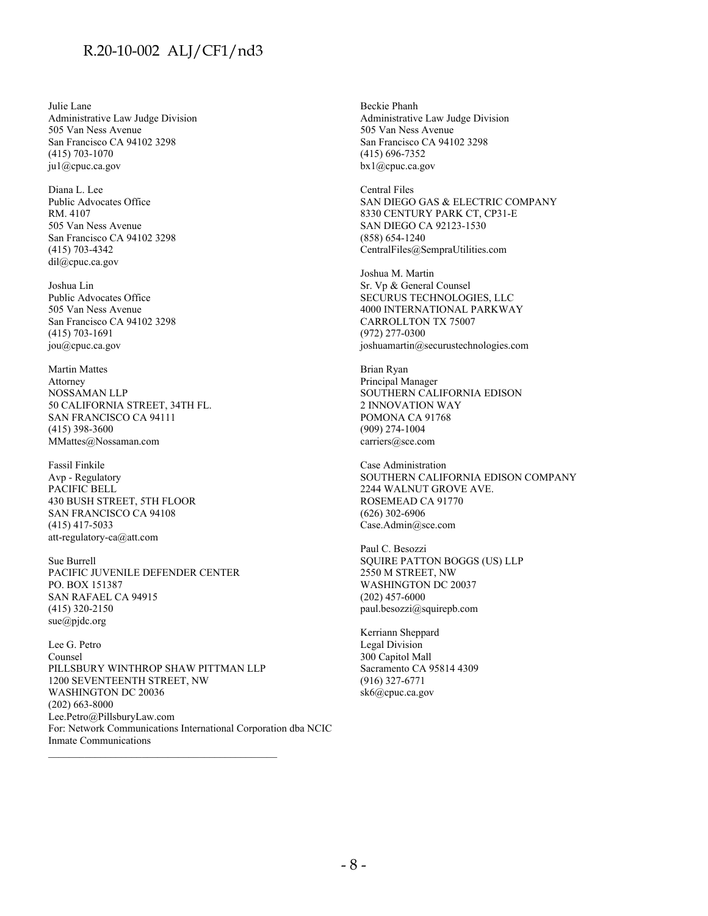Julie Lane
Administrative Law Judge Division
505 Van Ness Avenue
San Francisco CA 94102 3298
(415) 703-1070
ju1@cpuc.ca.gov

Diana L. Lee
Public Advocates Office
RM. 4107
505 Van Ness Avenue
San Francisco CA 94102 3298
(415) 703-4342
dil@cpuc.ca.gov

Joshua Lin
Public Advocates Office
505 Van Ness Avenue
San Francisco CA 94102 3298
(415) 703-1691
jou@cpuc.ca.gov

Martin Mattes
Attorney
NOSSAMAN LLP
50 CALIFORNIA STREET, 34TH FL.
SAN FRANCISCO CA 94111
(415) 398-3600
MMattes@Nossaman.com

Fassil Finkile
Avp - Regulatory
PACIFIC BELL
430 BUSH STREET, 5TH FLOOR
SAN FRANCISCO CA 94108
(415) 417-5033
att-regulatory-ca@att.com

Sue Burrell
PACIFIC JUVENILE DEFENDER CENTER
PO. BOX 151387
SAN RAFAEL CA 94915
(415) 320-2150
sue@pjdc.org

Lee G. Petro
Counsel
PILLSBURY WINTHROP SHAW PITTMAN LLP
1200 SEVENTEENTH STREET, NW
WASHINGTON DC 20036
(202) 663-8000
Lee.Petro@PillsburyLaw.com
For: Network Communications International Corporation dba NCIC Inmate Communications

Beckie Phanh
Administrative Law Judge Division
505 Van Ness Avenue
San Francisco CA 94102 3298
(415) 696-7352
bx1@cpuc.ca.gov

Central Files
SAN DIEGO GAS & ELECTRIC COMPANY
8330 CENTURY PARK CT, CP31-E
SAN DIEGO CA 92123-1530
(858) 654-1240
CentralFiles@SempraUtilities.com

Joshua M. Martin
Sr. Vp & General Counsel
SECURUS TECHNOLOGIES, LLC
4000 INTERNATIONAL PARKWAY
CARROLLTON TX 75007
(972) 277-0300
joshuamartin@securustechnologies.com

Brian Ryan
Principal Manager
SOUTHERN CALIFORNIA EDISON
2 INNOVATION WAY
POMONA CA 91768
(909) 274-1004
carriers@sce.com

Case Administration
SOUTHERN CALIFORNIA EDISON COMPANY
2244 WALNUT GROVE AVE.
ROSEMEAD CA 91770
(626) 302-6906
Case.Admin@sce.com

Paul C. Besozzi
SQUIRE PATTON BOGGS (US) LLP
2550 M STREET, NW
WASHINGTON DC 20037
(202) 457-6000
paul.besozzi@squirepb.com

Kerriann Sheppard
Legal Division
300 Capitol Mall
Sacramento CA 95814 4309
(916) 327-6771
sk6@cpuc.ca.gov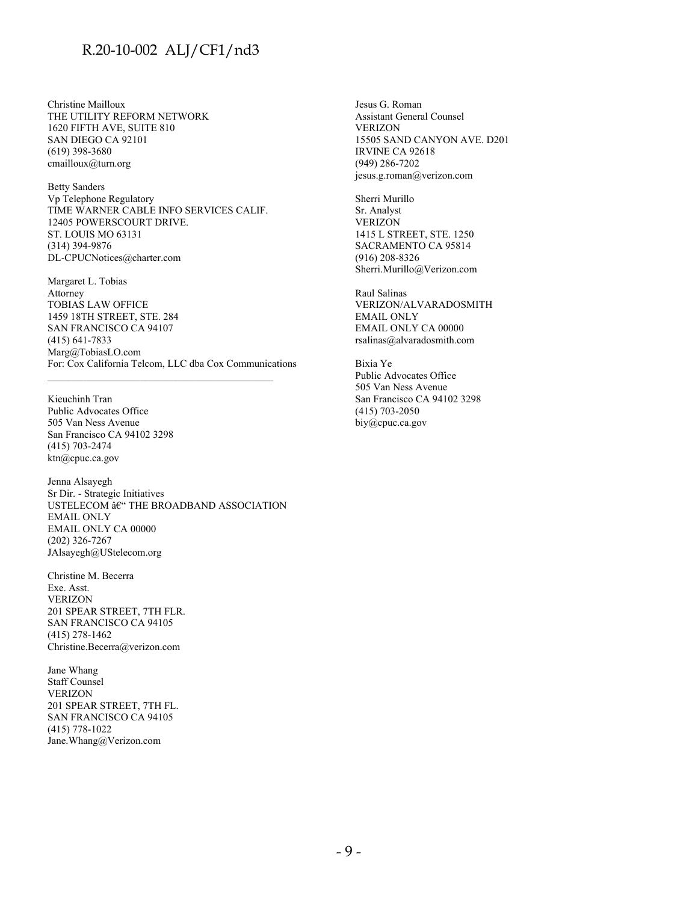Christine Mailloux
THE UTILITY REFORM NETWORK
1620 FIFTH AVE, SUITE 810
SAN DIEGO CA 92101
(619) 398-3680
cmailloux@turn.org

Betty Sanders
Vp Telephone Regulatory
TIME WARNER CABLE INFO SERVICES CALIF.
12405 POWERSCOURT DRIVE.
ST. LOUIS MO 63131
(314) 394-9876
DL-CPUCNotices@charter.com

Margaret L. Tobias
Attorney
TOBIAS LAW OFFICE
1459 18TH STREET, STE. 284
SAN FRANCISCO CA 94107
(415) 641-7833
Marg@TobiasLO.com
For: Cox California Telcom, LLC dba Cox Communications

---

Kieuchinh Tran
Public Advocates Office
505 Van Ness Avenue
San Francisco CA 94102 3298
(415) 703-2474
ktn@cpuc.ca.gov

Jenna Alsayegh
Sr Dir. - Strategic Initiatives
USTELECOM â€" THE BROADBAND ASSOCIATION
EMAIL ONLY
EMAIL ONLY CA 00000
(202) 326-7267
JAlsayegh@UStelecom.org

Christine M. Becerra
Exe. Asst.
VERIZON
201 SPEAR STREET, 7TH FLR.
SAN FRANCISCO CA 94105
(415) 278-1462
Christine.Becerra@verizon.com

Jane Whang
Staff Counsel
VERIZON
201 SPEAR STREET, 7TH FL.
SAN FRANCISCO CA 94105
(415) 778-1022
Jane.Whang@Verizon.com

Jesus G. Roman
Assistant General Counsel
VERIZON
15505 SAND CANYON AVE. D201
IRVINE CA 92618
(949) 286-7202
jesus.g.roman@verizon.com

Sherri Murillo
Sr. Analyst
VERIZON
1415 L STREET, STE. 1250
SACRAMENTO CA 95814
(916) 208-8326
Sherri.Murillo@Verizon.com

Raul Salinas
VERIZON/ALVARADOSMITH
EMAIL ONLY
EMAIL ONLY CA 00000
rsalinas@alvaradosmith.com

Bixia Ye
Public Advocates Office
505 Van Ness Avenue
San Francisco CA 94102 3298
(415) 703-2050
biy@cpuc.ca.gov